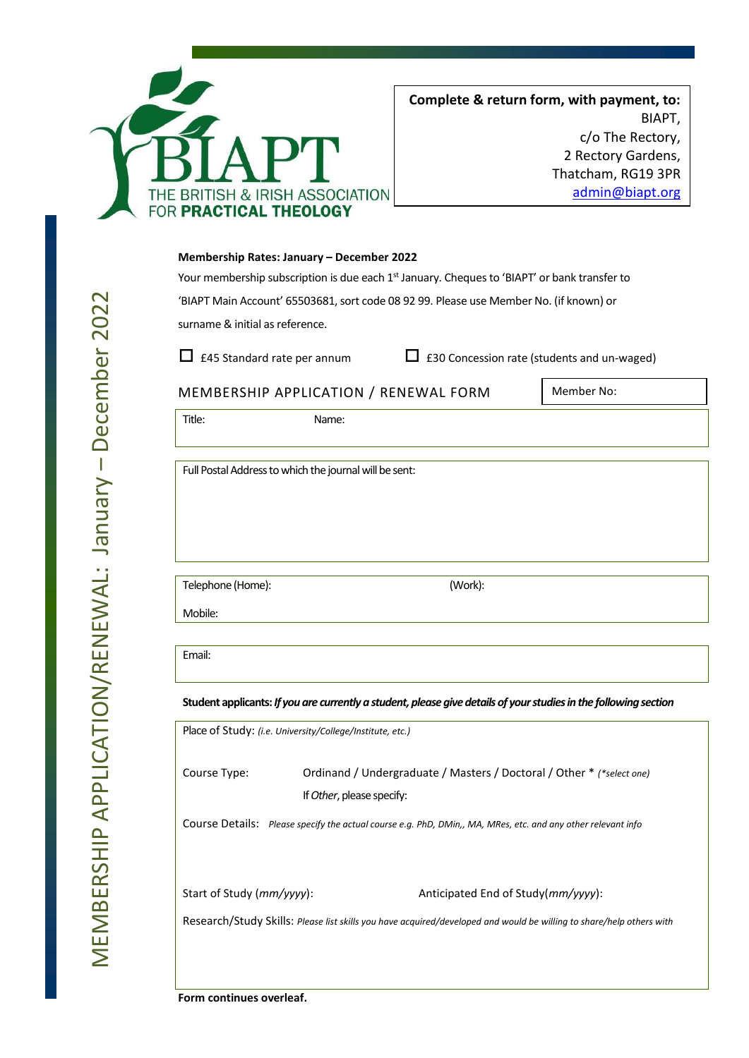MEMBERSHIP APPLICATION/RENEWAL: January – December 2022

BIAPT

THE BRITISH & IRISH ASSOCIATION FOR **PRACTICAL THEOLOGY**

**Complete & return form, with payment, to:**
BIAPT,
c/o The Rectory,
2 Rectory Gardens,
Thatcham, RG19 3PR
admin@biapt.org

**Membership Rates: January – December 2022**

Your membership subscription is due each 1st January. Cheques to 'BIAPT' or bank transfer to 'BIAPT Main Account' 65503681, sort code 08 92 99. Please use Member No. (if known) or surname & initial as reference.

☐ £45 Standard rate per annum ☐ £30 Concession rate (students and un-waged)

## MEMBERSHIP APPLICATION / RENEWAL FORM

Member No:

Title: Name:

Full Postal Address to which the journal will be sent:

Telephone (Home): (Work):

Mobile:

Email:

**Student applicants:** ***If you are currently a student, please give details of your studies in the following section***

Place of Study: *(i.e. University/College/Institute, etc.)*

Course Type: Ordinand / Undergraduate / Masters / Doctoral / Other * *(\*select one)*

If *Other*, please specify:

Course Details: *Please specify the actual course e.g. PhD, DMin,, MA, MRes, etc. and any other relevant info*

Start of Study (*mm/yyyy*): Anticipated End of Study(*mm/yyyy*):

Research/Study Skills: *Please list skills you have acquired/developed and would be willing to share/help others with*

**Form continues overleaf.**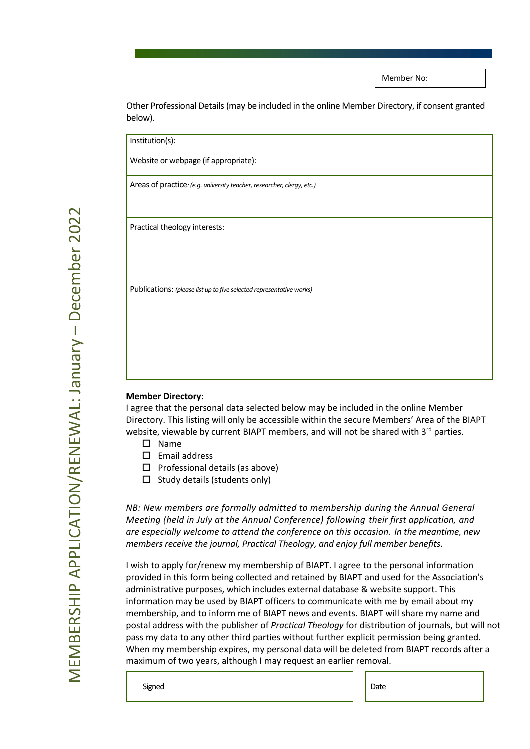Member No:

Other Professional Details (may be included in the online Member Directory, if consent granted below).

Institution(s):

Website or webpage (if appropriate):

Areas of practice*: (e.g. university teacher, researcher, clergy, etc.)*

Practical theology interests:

Publications: *(please list up to five selected representative works)*

**Member Directory:**

I agree that the personal data selected below may be included in the online Member Directory. This listing will only be accessible within the secure Members' Area of the BIAPT website, viewable by current BIAPT members, and will not be shared with 3rd parties.

- ☐ Name
- ☐ Email address
- ☐ Professional details (as above)
- ☐ Study details (students only)

*NB: New members are formally admitted to membership during the Annual General Meeting (held in July at the Annual Conference) following their first application, and are especially welcome to attend the conference on this occasion. In the meantime, new members receive the journal, Practical Theology, and enjoy full member benefits.*

I wish to apply for/renew my membership of BIAPT. I agree to the personal information provided in this form being collected and retained by BIAPT and used for the Association's administrative purposes, which includes external database & website support. This information may be used by BIAPT officers to communicate with me by email about my membership, and to inform me of BIAPT news and events. BIAPT will share my name and postal address with the publisher of *Practical Theology* for distribution of journals, but will not pass my data to any other third parties without further explicit permission being granted. When my membership expires, my personal data will be deleted from BIAPT records after a maximum of two years, although I may request an earlier removal.

| | |
|---|---|
| Signed | Date |

MEMBERSHIP APPLICATION/RENEWAL: January – December 2022